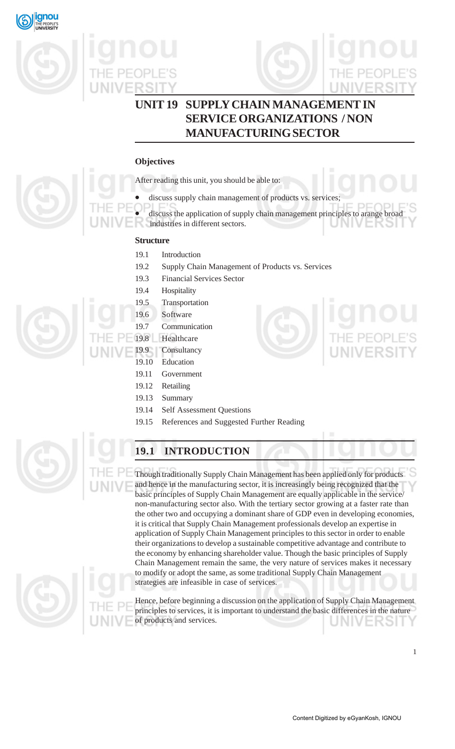# UNIT 19 SUPPLY CHAIN MANAGEMENT IN SERVICE ORGANIZATIONS / NON MANUFACTURING SECTOR

**Objectives**

After reading this unit, you should be able to:

- discuss supply chain management of products vs. services;
- discuss the application of supply chain management principles to arange broad industries in different sectors.

**Structure**

- 19.1 Introduction
- 19.2 Supply Chain Management of Products vs. Services
- 19.3 Financial Services Sector
- 19.4 Hospitality
- 19.5 Transportation
- 19.6 Software
- 19.7 Communication
- 19.8 Healthcare
- 19.9 Consultancy
- 19.10 Education
- 19.11 Government
- 19.12 Retailing
- 19.13 Summary
- 19.14 Self Assessment Questions
- 19.15 References and Suggested Further Reading

## 19.1 INTRODUCTION

Though traditionally Supply Chain Management has been applied only for products and hence in the manufacturing sector, it is increasingly being recognized that the basic principles of Supply Chain Management are equally applicable in the service/ non-manufacturing sector also. With the tertiary sector growing at a faster rate than the other two and occupying a dominant share of GDP even in developing economies, it is critical that Supply Chain Management professionals develop an expertise in application of Supply Chain Management principles to this sector in order to enable their organizations to develop a sustainable competitive advantage and contribute to the economy by enhancing shareholder value. Though the basic principles of Supply Chain Management remain the same, the very nature of services makes it necessary to modify or adopt the same, as some traditional Supply Chain Management strategies are infeasible in case of services.

Hence, before beginning a discussion on the application of Supply Chain Management principles to services, it is important to understand the basic differences in the nature of products and services.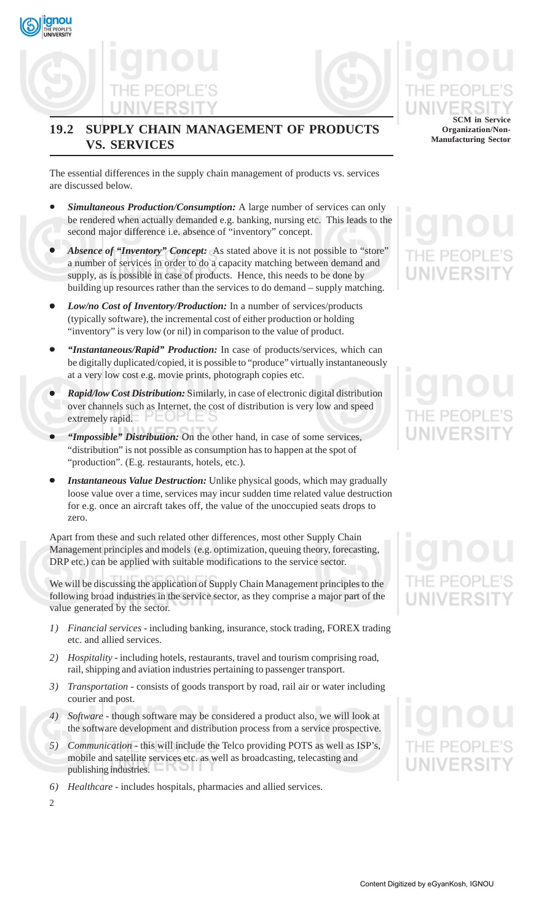## 19.2 SUPPLY CHAIN MANAGEMENT OF PRODUCTS VS. SERVICES

The essential differences in the supply chain management of products vs. services are discussed below.

- ***Simultaneous Production/Consumption:*** A large number of services can only be rendered when actually demanded e.g. banking, nursing etc. This leads to the second major difference i.e. absence of "inventory" concept.
- ***Absence of "Inventory" Concept:*** As stated above it is not possible to "store" a number of services in order to do a capacity matching between demand and supply, as is possible in case of products. Hence, this needs to be done by building up resources rather than the services to do demand – supply matching.
- ***Low/no Cost of Inventory/Production:*** In a number of services/products (typically software), the incremental cost of either production or holding "inventory" is very low (or nil) in comparison to the value of product.
- ***"Instantaneous/Rapid" Production:*** In case of products/services, which can be digitally duplicated/copied, it is possible to "produce" virtually instantaneously at a very low cost e.g. movie prints, photograph copies etc.
- ***Rapid/low Cost Distribution:*** Similarly, in case of electronic digital distribution over channels such as Internet, the cost of distribution is very low and speed extremely rapid.
- ***"Impossible" Distribution:*** On the other hand, in case of some services, "distribution" is not possible as consumption has to happen at the spot of "production". (E.g. restaurants, hotels, etc.).
- ***Instantaneous Value Destruction:*** Unlike physical goods, which may gradually loose value over a time, services may incur sudden time related value destruction for e.g. once an aircraft takes off, the value of the unoccupied seats drops to zero.

Apart from these and such related other differences, most other Supply Chain Management principles and models (e.g. optimization, queuing theory, forecasting, DRP etc.) can be applied with suitable modifications to the service sector.

We will be discussing the application of Supply Chain Management principles to the following broad industries in the service sector, as they comprise a major part of the value generated by the sector.

1) *Financial services* - including banking, insurance, stock trading, FOREX trading etc. and allied services.
2) *Hospitality* - including hotels, restaurants, travel and tourism comprising road, rail, shipping and aviation industries pertaining to passenger transport.
3) *Transportation* - consists of goods transport by road, rail air or water including courier and post.
4) *Software* - though software may be considered a product also, we will look at the software development and distribution process from a service prospective.
5) *Communication* - this will include the Telco providing POTS as well as ISP's, mobile and satellite services etc. as well as broadcasting, telecasting and publishing industries.
6) *Healthcare* - includes hospitals, pharmacies and allied services.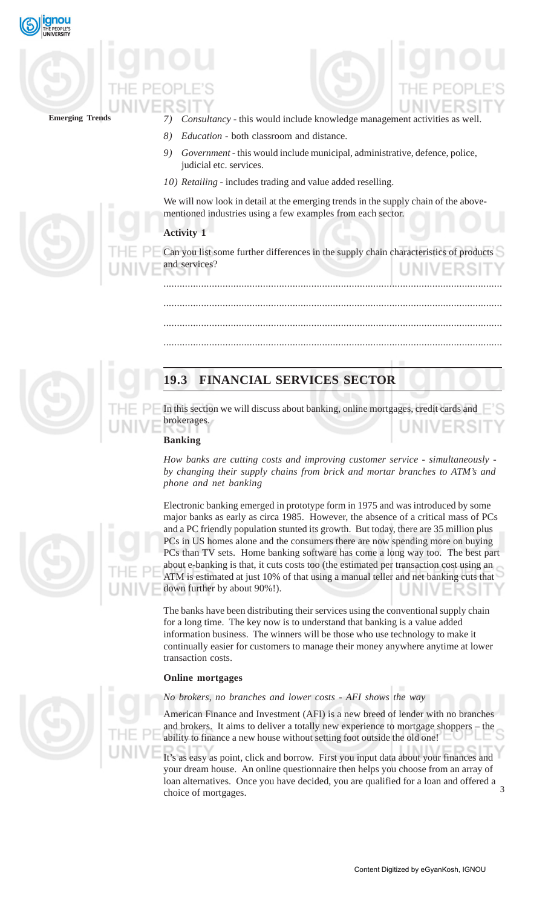7) *Consultancy* - this would include knowledge management activities as well.

8) *Education* - both classroom and distance.

9) *Government* - this would include municipal, administrative, defence, police, judicial etc. services.

10) *Retailing* - includes trading and value added reselling.

We will now look in detail at the emerging trends in the supply chain of the above-mentioned industries using a few examples from each sector.

**Activity 1**

Can you list some further differences in the supply chain characteristics of products and services?

............................................................................................................................

............................................................................................................................

............................................................................................................................

............................................................................................................................

## 19.3 FINANCIAL SERVICES SECTOR

In this section we will discuss about banking, online mortgages, credit cards and brokerages.

**Banking**

*How banks are cutting costs and improving customer service - simultaneously - by changing their supply chains from brick and mortar branches to ATM's and phone and net banking*

Electronic banking emerged in prototype form in 1975 and was introduced by some major banks as early as circa 1985. However, the absence of a critical mass of PCs and a PC friendly population stunted its growth. But today, there are 35 million plus PCs in US homes alone and the consumers there are now spending more on buying PCs than TV sets. Home banking software has come a long way too. The best part about e-banking is that, it cuts costs too (the estimated per transaction cost using an ATM is estimated at just 10% of that using a manual teller and net banking cuts that down further by about 90%!).

The banks have been distributing their services using the conventional supply chain for a long time. The key now is to understand that banking is a value added information business. The winners will be those who use technology to make it continually easier for customers to manage their money anywhere anytime at lower transaction costs.

**Online mortgages**

*No brokers, no branches and lower costs - AFI shows the way*

American Finance and Investment (AFI) is a new breed of lender with no branches and brokers. It aims to deliver a totally new experience to mortgage shoppers – the ability to finance a new house without setting foot outside the old one!

It's as easy as point, click and borrow. First you input data about your finances and your dream house. An online questionnaire then helps you choose from an array of loan alternatives. Once you have decided, you are qualified for a loan and offered a choice of mortgages.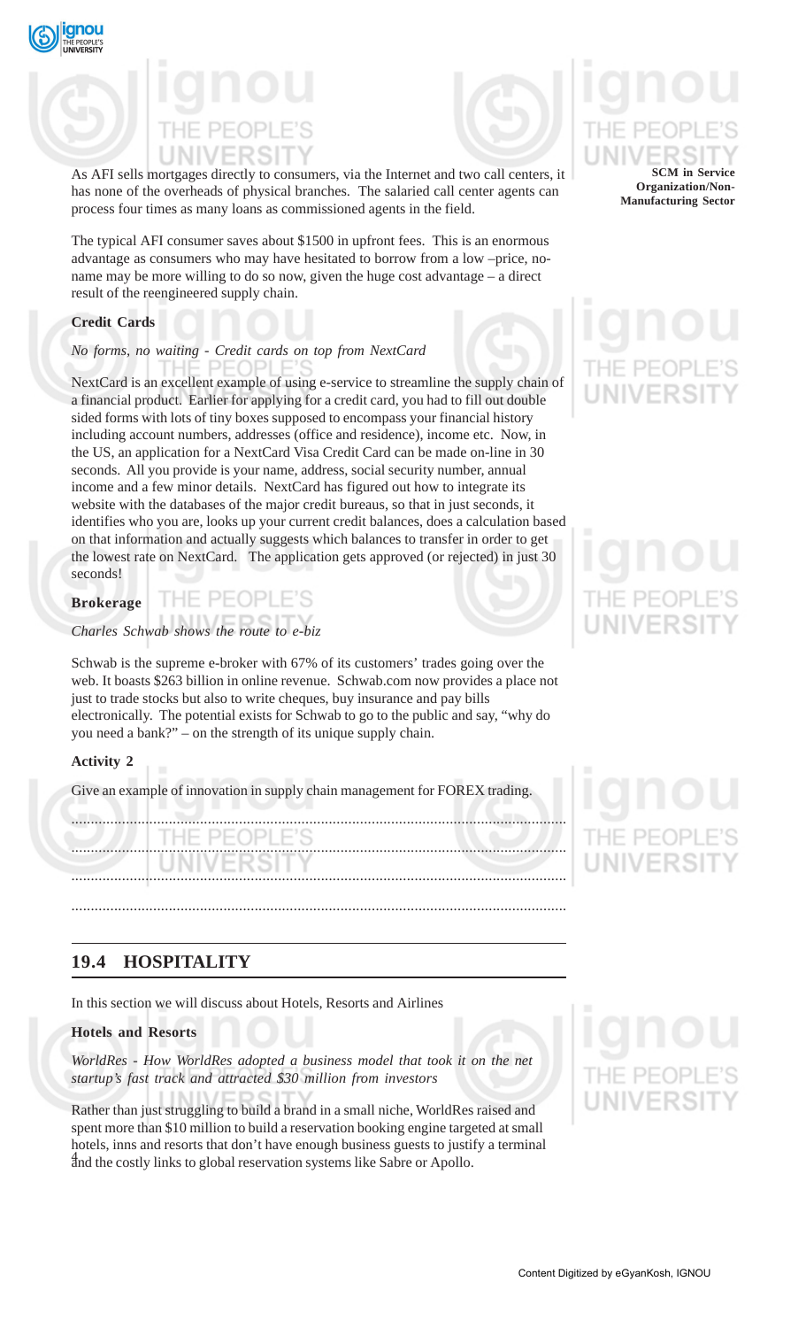As AFI sells mortgages directly to consumers, via the Internet and two call centers, it has none of the overheads of physical branches. The salaried call center agents can process four times as many loans as commissioned agents in the field.

The typical AFI consumer saves about $1500 in upfront fees. This is an enormous advantage as consumers who may have hesitated to borrow from a low –price, no-name may be more willing to do so now, given the huge cost advantage – a direct result of the reengineered supply chain.

**Credit Cards**

*No forms, no waiting - Credit cards on top from NextCard*

NextCard is an excellent example of using e-service to streamline the supply chain of a financial product. Earlier for applying for a credit card, you had to fill out double sided forms with lots of tiny boxes supposed to encompass your financial history including account numbers, addresses (office and residence), income etc. Now, in the US, an application for a NextCard Visa Credit Card can be made on-line in 30 seconds. All you provide is your name, address, social security number, annual income and a few minor details. NextCard has figured out how to integrate its website with the databases of the major credit bureaus, so that in just seconds, it identifies who you are, looks up your current credit balances, does a calculation based on that information and actually suggests which balances to transfer in order to get the lowest rate on NextCard. The application gets approved (or rejected) in just 30 seconds!

**Brokerage**

*Charles Schwab shows the route to e-biz*

Schwab is the supreme e-broker with 67% of its customers' trades going over the web. It boasts $263 billion in online revenue. Schwab.com now provides a place not just to trade stocks but also to write cheques, buy insurance and pay bills electronically. The potential exists for Schwab to go to the public and say, "why do you need a bank?" – on the strength of its unique supply chain.

**Activity 2**

Give an example of innovation in supply chain management for FOREX trading.

.............................................................................................................................

.............................................................................................................................

.............................................................................................................................

.............................................................................................................................

## 19.4 HOSPITALITY

In this section we will discuss about Hotels, Resorts and Airlines

**Hotels and Resorts**

*WorldRes - How WorldRes adopted a business model that took it on the net startup's fast track and attracted $30 million from investors*

Rather than just struggling to build a brand in a small niche, WorldRes raised and spent more than $10 million to build a reservation booking engine targeted at small hotels, inns and resorts that don't have enough business guests to justify a terminal and the costly links to global reservation systems like Sabre or Apollo.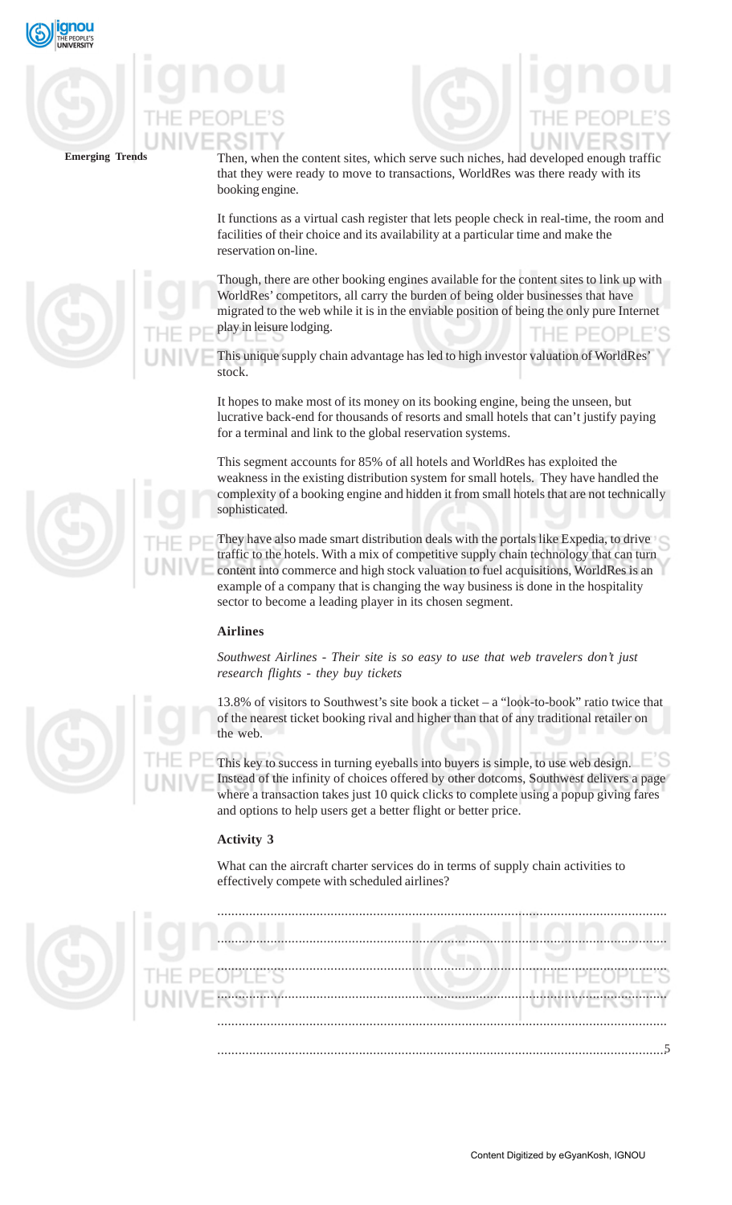Then, when the content sites, which serve such niches, had developed enough traffic that they were ready to move to transactions, WorldRes was there ready with its booking engine.

It functions as a virtual cash register that lets people check in real-time, the room and facilities of their choice and its availability at a particular time and make the reservation on-line.

Though, there are other booking engines available for the content sites to link up with WorldRes' competitors, all carry the burden of being older businesses that have migrated to the web while it is in the enviable position of being the only pure Internet play in leisure lodging.

This unique supply chain advantage has led to high investor valuation of WorldRes' stock.

It hopes to make most of its money on its booking engine, being the unseen, but lucrative back-end for thousands of resorts and small hotels that can't justify paying for a terminal and link to the global reservation systems.

This segment accounts for 85% of all hotels and WorldRes has exploited the weakness in the existing distribution system for small hotels. They have handled the complexity of a booking engine and hidden it from small hotels that are not technically sophisticated.

They have also made smart distribution deals with the portals like Expedia, to drive traffic to the hotels. With a mix of competitive supply chain technology that can turn content into commerce and high stock valuation to fuel acquisitions, WorldRes is an example of a company that is changing the way business is done in the hospitality sector to become a leading player in its chosen segment.

### Airlines

*Southwest Airlines - Their site is so easy to use that web travelers don't just research flights - they buy tickets*

13.8% of visitors to Southwest's site book a ticket – a "look-to-book" ratio twice that of the nearest ticket booking rival and higher than that of any traditional retailer on the web.

This key to success in turning eyeballs into buyers is simple, to use web design. Instead of the infinity of choices offered by other dotcoms, Southwest delivers a page where a transaction takes just 10 quick clicks to complete using a popup giving fares and options to help users get a better flight or better price.

### Activity 3

What can the aircraft charter services do in terms of supply chain activities to effectively compete with scheduled airlines?

.............................................................................................................................

.............................................................................................................................

.............................................................................................................................

.............................................................................................................................

.............................................................................................................................

.............................................................................................................................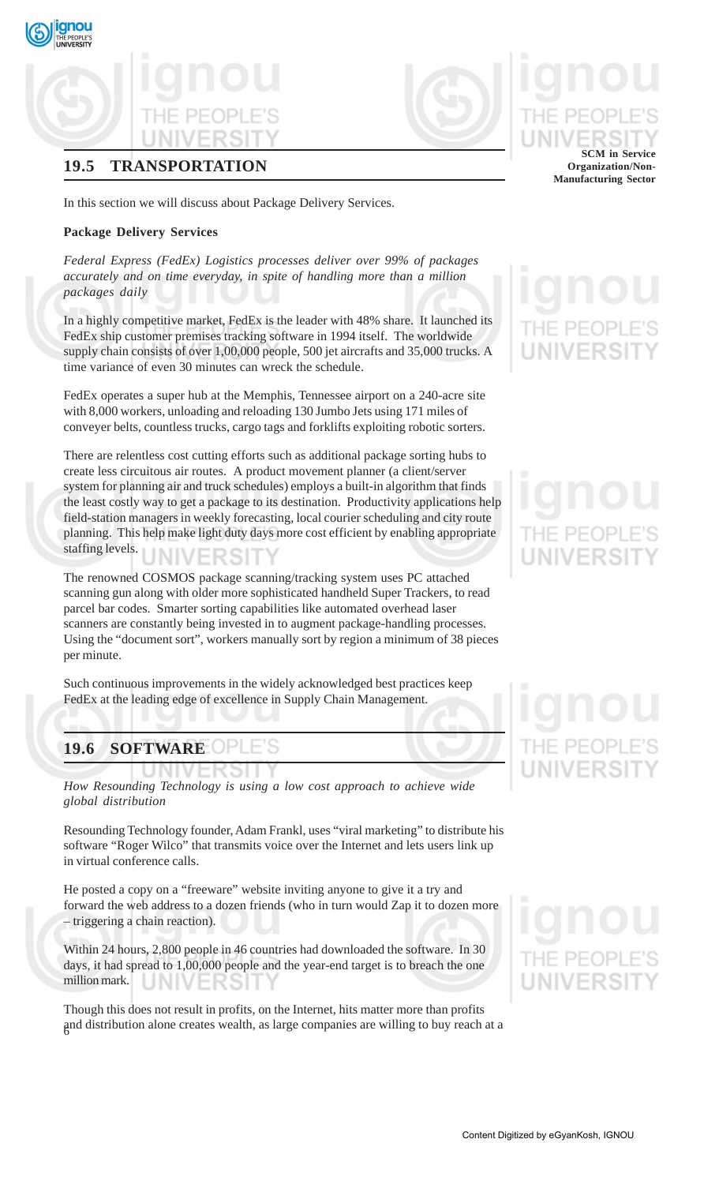## 19.5 TRANSPORTATION

In this section we will discuss about Package Delivery Services.

**Package Delivery Services**

*Federal Express (FedEx) Logistics processes deliver over 99% of packages accurately and on time everyday, in spite of handling more than a million packages daily*

In a highly competitive market, FedEx is the leader with 48% share. It launched its FedEx ship customer premises tracking software in 1994 itself. The worldwide supply chain consists of over 1,00,000 people, 500 jet aircrafts and 35,000 trucks. A time variance of even 30 minutes can wreck the schedule.

FedEx operates a super hub at the Memphis, Tennessee airport on a 240-acre site with 8,000 workers, unloading and reloading 130 Jumbo Jets using 171 miles of conveyer belts, countless trucks, cargo tags and forklifts exploiting robotic sorters.

There are relentless cost cutting efforts such as additional package sorting hubs to create less circuitous air routes. A product movement planner (a client/server system for planning air and truck schedules) employs a built-in algorithm that finds the least costly way to get a package to its destination. Productivity applications help field-station managers in weekly forecasting, local courier scheduling and city route planning. This help make light duty days more cost efficient by enabling appropriate staffing levels.

The renowned COSMOS package scanning/tracking system uses PC attached scanning gun along with older more sophisticated handheld Super Trackers, to read parcel bar codes. Smarter sorting capabilities like automated overhead laser scanners are constantly being invested in to augment package-handling processes. Using the "document sort", workers manually sort by region a minimum of 38 pieces per minute.

Such continuous improvements in the widely acknowledged best practices keep FedEx at the leading edge of excellence in Supply Chain Management.

## 19.6 SOFTWARE

*How Resounding Technology is using a low cost approach to achieve wide global distribution*

Resounding Technology founder, Adam Frankl, uses "viral marketing" to distribute his software "Roger Wilco" that transmits voice over the Internet and lets users link up in virtual conference calls.

He posted a copy on a "freeware" website inviting anyone to give it a try and forward the web address to a dozen friends (who in turn would Zap it to dozen more – triggering a chain reaction).

Within 24 hours, 2,800 people in 46 countries had downloaded the software. In 30 days, it had spread to 1,00,000 people and the year-end target is to breach the one million mark.

Though this does not result in profits, on the Internet, hits matter more than profits and distribution alone creates wealth, as large companies are willing to buy reach at a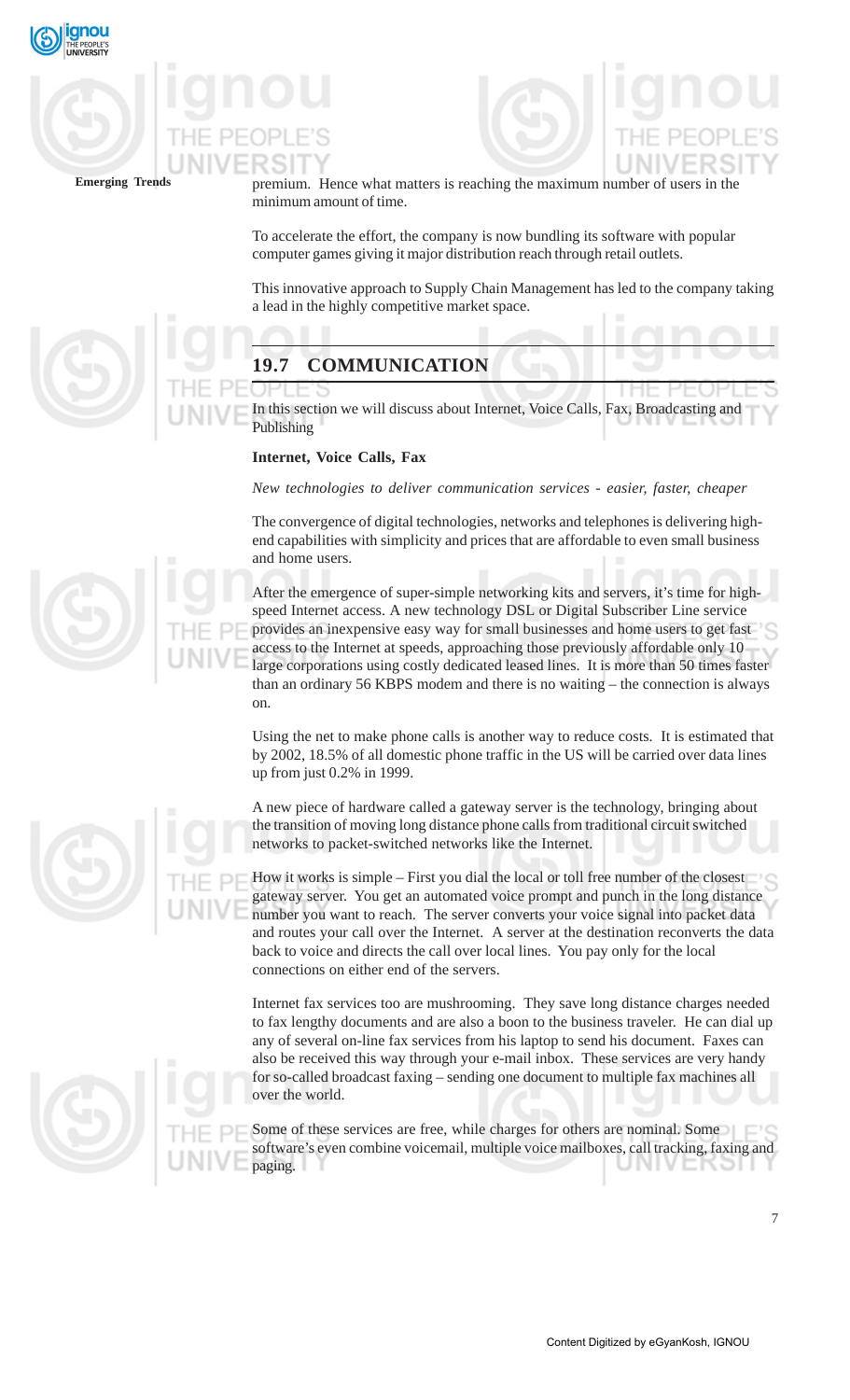premium. Hence what matters is reaching the maximum number of users in the minimum amount of time.

To accelerate the effort, the company is now bundling its software with popular computer games giving it major distribution reach through retail outlets.

This innovative approach to Supply Chain Management has led to the company taking a lead in the highly competitive market space.

## 19.7 COMMUNICATION

In this section we will discuss about Internet, Voice Calls, Fax, Broadcasting and Publishing

**Internet, Voice Calls, Fax**

*New technologies to deliver communication services - easier, faster, cheaper*

The convergence of digital technologies, networks and telephones is delivering high-end capabilities with simplicity and prices that are affordable to even small business and home users.

After the emergence of super-simple networking kits and servers, it's time for high-speed Internet access. A new technology DSL or Digital Subscriber Line service provides an inexpensive easy way for small businesses and home users to get fast access to the Internet at speeds, approaching those previously affordable only 10 large corporations using costly dedicated leased lines. It is more than 50 times faster than an ordinary 56 KBPS modem and there is no waiting – the connection is always on.

Using the net to make phone calls is another way to reduce costs. It is estimated that by 2002, 18.5% of all domestic phone traffic in the US will be carried over data lines up from just 0.2% in 1999.

A new piece of hardware called a gateway server is the technology, bringing about the transition of moving long distance phone calls from traditional circuit switched networks to packet-switched networks like the Internet.

How it works is simple – First you dial the local or toll free number of the closest gateway server. You get an automated voice prompt and punch in the long distance number you want to reach. The server converts your voice signal into packet data and routes your call over the Internet. A server at the destination reconverts the data back to voice and directs the call over local lines. You pay only for the local connections on either end of the servers.

Internet fax services too are mushrooming. They save long distance charges needed to fax lengthy documents and are also a boon to the business traveler. He can dial up any of several on-line fax services from his laptop to send his document. Faxes can also be received this way through your e-mail inbox. These services are very handy for so-called broadcast faxing – sending one document to multiple fax machines all over the world.

Some of these services are free, while charges for others are nominal. Some software's even combine voicemail, multiple voice mailboxes, call tracking, faxing and paging.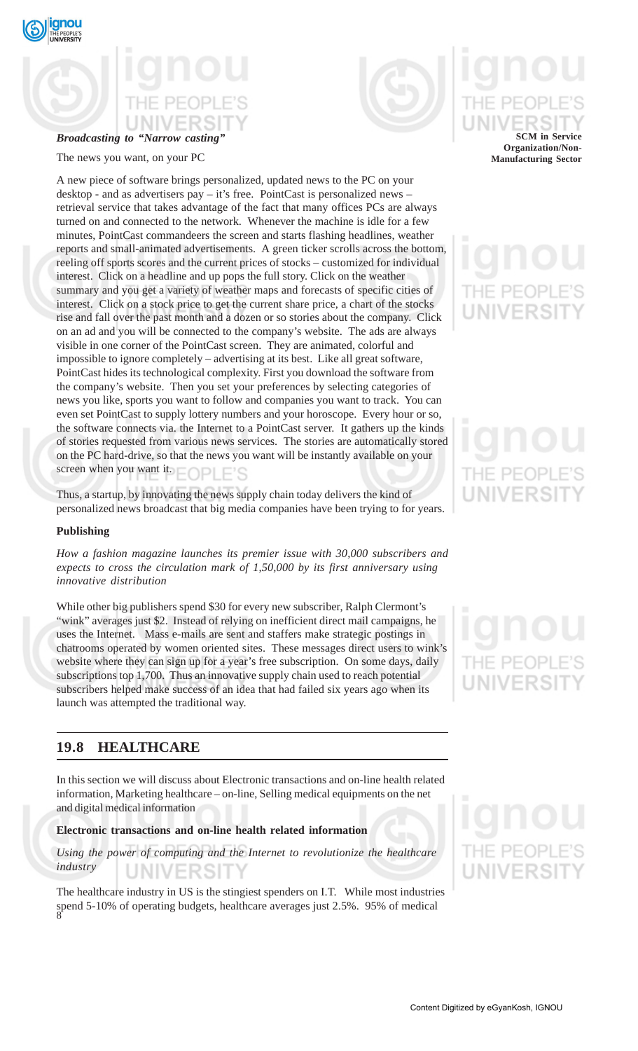*Broadcasting to "Narrow casting"*

The news you want, on your PC

A new piece of software brings personalized, updated news to the PC on your desktop - and as advertisers pay – it's free. PointCast is personalized news – retrieval service that takes advantage of the fact that many offices PCs are always turned on and connected to the network. Whenever the machine is idle for a few minutes, PointCast commandeers the screen and starts flashing headlines, weather reports and small-animated advertisements. A green ticker scrolls across the bottom, reeling off sports scores and the current prices of stocks – customized for individual interest. Click on a headline and up pops the full story. Click on the weather summary and you get a variety of weather maps and forecasts of specific cities of interest. Click on a stock price to get the current share price, a chart of the stocks rise and fall over the past month and a dozen or so stories about the company. Click on an ad and you will be connected to the company's website. The ads are always visible in one corner of the PointCast screen. They are animated, colorful and impossible to ignore completely – advertising at its best. Like all great software, PointCast hides its technological complexity. First you download the software from the company's website. Then you set your preferences by selecting categories of news you like, sports you want to follow and companies you want to track. You can even set PointCast to supply lottery numbers and your horoscope. Every hour or so, the software connects via. the Internet to a PointCast server. It gathers up the kinds of stories requested from various news services. The stories are automatically stored on the PC hard-drive, so that the news you want will be instantly available on your screen when you want it.

Thus, a startup, by innovating the news supply chain today delivers the kind of personalized news broadcast that big media companies have been trying to for years.

**Publishing**

*How a fashion magazine launches its premier issue with 30,000 subscribers and expects to cross the circulation mark of 1,50,000 by its first anniversary using innovative distribution*

While other big publishers spend $30 for every new subscriber, Ralph Clermont's "wink" averages just $2. Instead of relying on inefficient direct mail campaigns, he uses the Internet. Mass e-mails are sent and staffers make strategic postings in chatrooms operated by women oriented sites. These messages direct users to wink's website where they can sign up for a year's free subscription. On some days, daily subscriptions top 1,700. Thus an innovative supply chain used to reach potential subscribers helped make success of an idea that had failed six years ago when its launch was attempted the traditional way.

## 19.8 HEALTHCARE

In this section we will discuss about Electronic transactions and on-line health related information, Marketing healthcare – on-line, Selling medical equipments on the net and digital medical information

**Electronic transactions and on-line health related information**

*Using the power of computing and the Internet to revolutionize the healthcare industry*

The healthcare industry in US is the stingiest spenders on I.T. While most industries spend 5-10% of operating budgets, healthcare averages just 2.5%. 95% of medical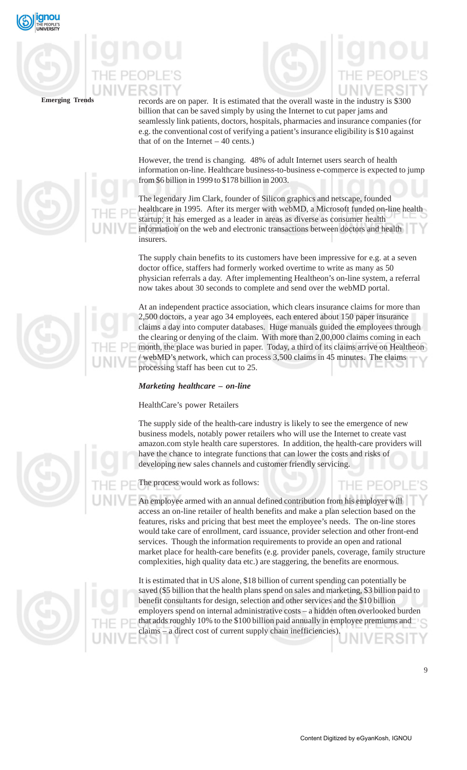records are on paper. It is estimated that the overall waste in the industry is $300 billion that can be saved simply by using the Internet to cut paper jams and seamlessly link patients, doctors, hospitals, pharmacies and insurance companies (for e.g. the conventional cost of verifying a patient's insurance eligibility is $10 against that of on the Internet – 40 cents.)

However, the trend is changing. 48% of adult Internet users search of health information on-line. Healthcare business-to-business e-commerce is expected to jump from $6 billion in 1999 to $178 billion in 2003.

The legendary Jim Clark, founder of Silicon graphics and netscape, founded healthcare in 1995. After its merger with webMD, a Microsoft funded on-line health startup; it has emerged as a leader in areas as diverse as consumer health information on the web and electronic transactions between doctors and health insurers.

The supply chain benefits to its customers have been impressive for e.g. at a seven doctor office, staffers had formerly worked overtime to write as many as 50 physician referrals a day. After implementing Healtheon's on-line system, a referral now takes about 30 seconds to complete and send over the webMD portal.

At an independent practice association, which clears insurance claims for more than 2,500 doctors, a year ago 34 employees, each entered about 150 paper insurance claims a day into computer databases. Huge manuals guided the employees through the clearing or denying of the claim. With more than 2,00,000 claims coming in each month, the place was buried in paper. Today, a third of its claims arrive on Healtheon / webMD's network, which can process 3,500 claims in 45 minutes. The claims processing staff has been cut to 25.

***Marketing healthcare – on-line***

HealthCare's power Retailers

The supply side of the health-care industry is likely to see the emergence of new business models, notably power retailers who will use the Internet to create vast amazon.com style health care superstores. In addition, the health-care providers will have the chance to integrate functions that can lower the costs and risks of developing new sales channels and customer friendly servicing.

The process would work as follows:

An employee armed with an annual defined contribution from his employer will access an on-line retailer of health benefits and make a plan selection based on the features, risks and pricing that best meet the employee's needs. The on-line stores would take care of enrollment, card issuance, provider selection and other front-end services. Though the information requirements to provide an open and rational market place for health-care benefits (e.g. provider panels, coverage, family structure complexities, high quality data etc.) are staggering, the benefits are enormous.

It is estimated that in US alone, $18 billion of current spending can potentially be saved ($5 billion that the health plans spend on sales and marketing, $3 billion paid to benefit consultants for design, selection and other services and the $10 billion employers spend on internal administrative costs – a hidden often overlooked burden that adds roughly 10% to the $100 billion paid annually in employee premiums and claims – a direct cost of current supply chain inefficiencies).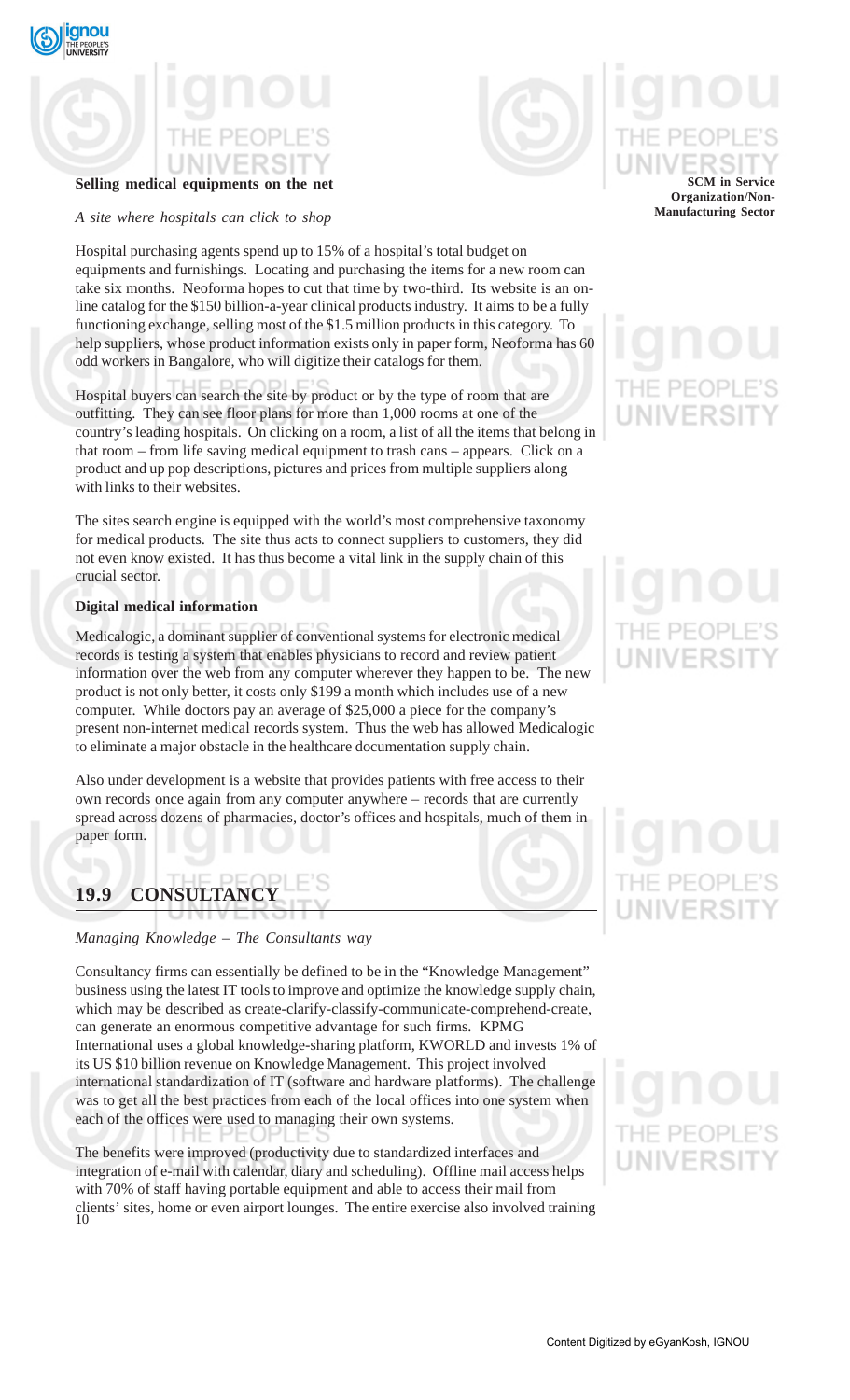**Selling medical equipments on the net**

*A site where hospitals can click to shop*

Hospital purchasing agents spend up to 15% of a hospital's total budget on equipments and furnishings. Locating and purchasing the items for a new room can take six months. Neoforma hopes to cut that time by two-third. Its website is an on-line catalog for the $150 billion-a-year clinical products industry. It aims to be a fully functioning exchange, selling most of the $1.5 million products in this category. To help suppliers, whose product information exists only in paper form, Neoforma has 60 odd workers in Bangalore, who will digitize their catalogs for them.

Hospital buyers can search the site by product or by the type of room that are outfitting. They can see floor plans for more than 1,000 rooms at one of the country's leading hospitals. On clicking on a room, a list of all the items that belong in that room – from life saving medical equipment to trash cans – appears. Click on a product and up pop descriptions, pictures and prices from multiple suppliers along with links to their websites.

The sites search engine is equipped with the world's most comprehensive taxonomy for medical products. The site thus acts to connect suppliers to customers, they did not even know existed. It has thus become a vital link in the supply chain of this crucial sector.

**Digital medical information**

Medicalogic, a dominant supplier of conventional systems for electronic medical records is testing a system that enables physicians to record and review patient information over the web from any computer wherever they happen to be. The new product is not only better, it costs only $199 a month which includes use of a new computer. While doctors pay an average of $25,000 a piece for the company's present non-internet medical records system. Thus the web has allowed Medicalogic to eliminate a major obstacle in the healthcare documentation supply chain.

Also under development is a website that provides patients with free access to their own records once again from any computer anywhere – records that are currently spread across dozens of pharmacies, doctor's offices and hospitals, much of them in paper form.

## 19.9 CONSULTANCY

*Managing Knowledge – The Consultants way*

Consultancy firms can essentially be defined to be in the "Knowledge Management" business using the latest IT tools to improve and optimize the knowledge supply chain, which may be described as create-clarify-classify-communicate-comprehend-create, can generate an enormous competitive advantage for such firms. KPMG International uses a global knowledge-sharing platform, KWORLD and invests 1% of its US $10 billion revenue on Knowledge Management. This project involved international standardization of IT (software and hardware platforms). The challenge was to get all the best practices from each of the local offices into one system when each of the offices were used to managing their own systems.

The benefits were improved (productivity due to standardized interfaces and integration of e-mail with calendar, diary and scheduling). Offline mail access helps with 70% of staff having portable equipment and able to access their mail from clients' sites, home or even airport lounges. The entire exercise also involved training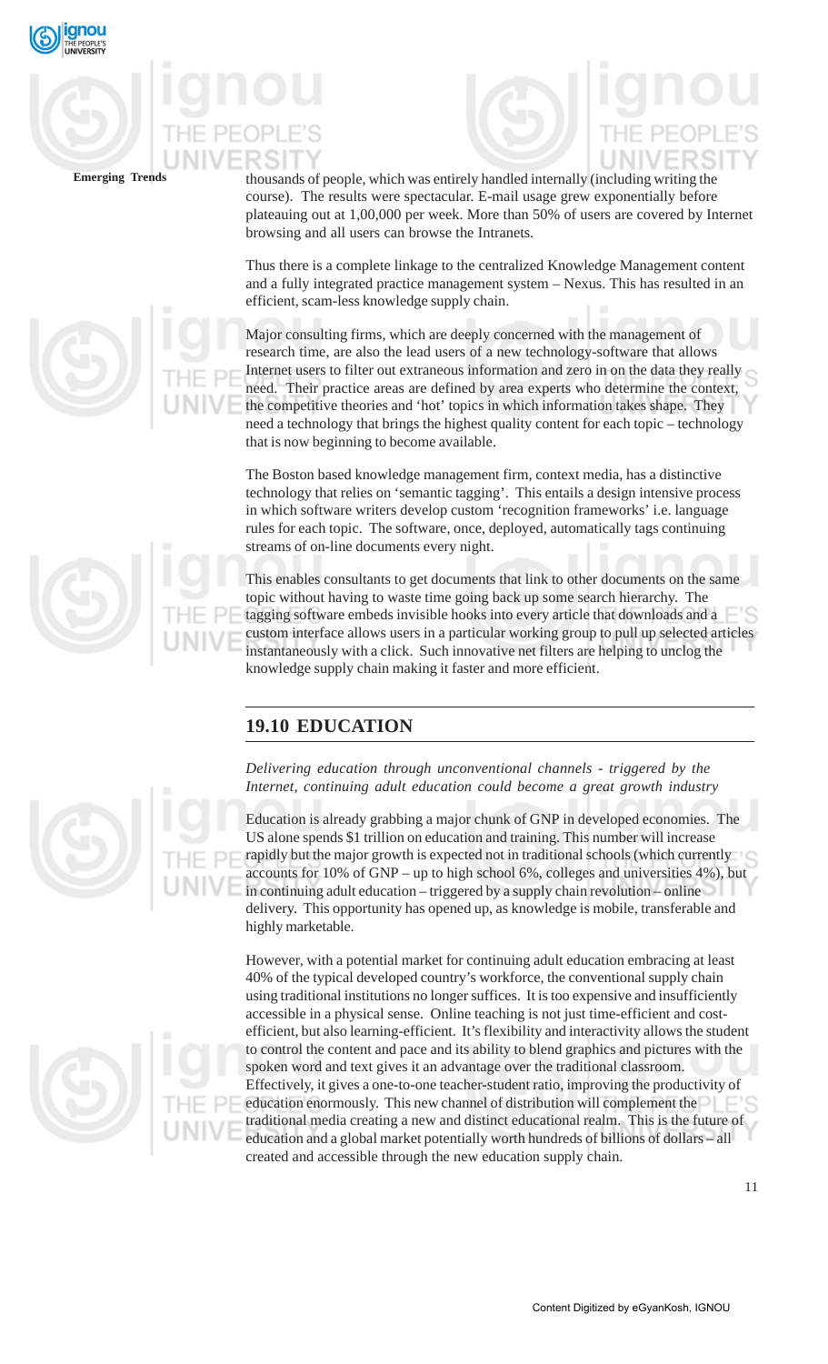thousands of people, which was entirely handled internally (including writing the course). The results were spectacular. E-mail usage grew exponentially before plateauing out at 1,00,000 per week. More than 50% of users are covered by Internet browsing and all users can browse the Intranets.

Thus there is a complete linkage to the centralized Knowledge Management content and a fully integrated practice management system – Nexus. This has resulted in an efficient, scam-less knowledge supply chain.

Major consulting firms, which are deeply concerned with the management of research time, are also the lead users of a new technology-software that allows Internet users to filter out extraneous information and zero in on the data they really need. Their practice areas are defined by area experts who determine the context, the competitive theories and 'hot' topics in which information takes shape. They need a technology that brings the highest quality content for each topic – technology that is now beginning to become available.

The Boston based knowledge management firm, context media, has a distinctive technology that relies on 'semantic tagging'. This entails a design intensive process in which software writers develop custom 'recognition frameworks' i.e. language rules for each topic. The software, once, deployed, automatically tags continuing streams of on-line documents every night.

This enables consultants to get documents that link to other documents on the same topic without having to waste time going back up some search hierarchy. The tagging software embeds invisible hooks into every article that downloads and a custom interface allows users in a particular working group to pull up selected articles instantaneously with a click. Such innovative net filters are helping to unclog the knowledge supply chain making it faster and more efficient.

## 19.10 EDUCATION

*Delivering education through unconventional channels - triggered by the Internet, continuing adult education could become a great growth industry*

Education is already grabbing a major chunk of GNP in developed economies. The US alone spends $1 trillion on education and training. This number will increase rapidly but the major growth is expected not in traditional schools (which currently accounts for 10% of GNP – up to high school 6%, colleges and universities 4%), but in continuing adult education – triggered by a supply chain revolution – online delivery. This opportunity has opened up, as knowledge is mobile, transferable and highly marketable.

However, with a potential market for continuing adult education embracing at least 40% of the typical developed country's workforce, the conventional supply chain using traditional institutions no longer suffices. It is too expensive and insufficiently accessible in a physical sense. Online teaching is not just time-efficient and cost-efficient, but also learning-efficient. It's flexibility and interactivity allows the student to control the content and pace and its ability to blend graphics and pictures with the spoken word and text gives it an advantage over the traditional classroom. Effectively, it gives a one-to-one teacher-student ratio, improving the productivity of education enormously. This new channel of distribution will complement the traditional media creating a new and distinct educational realm. This is the future of education and a global market potentially worth hundreds of billions of dollars – all created and accessible through the new education supply chain.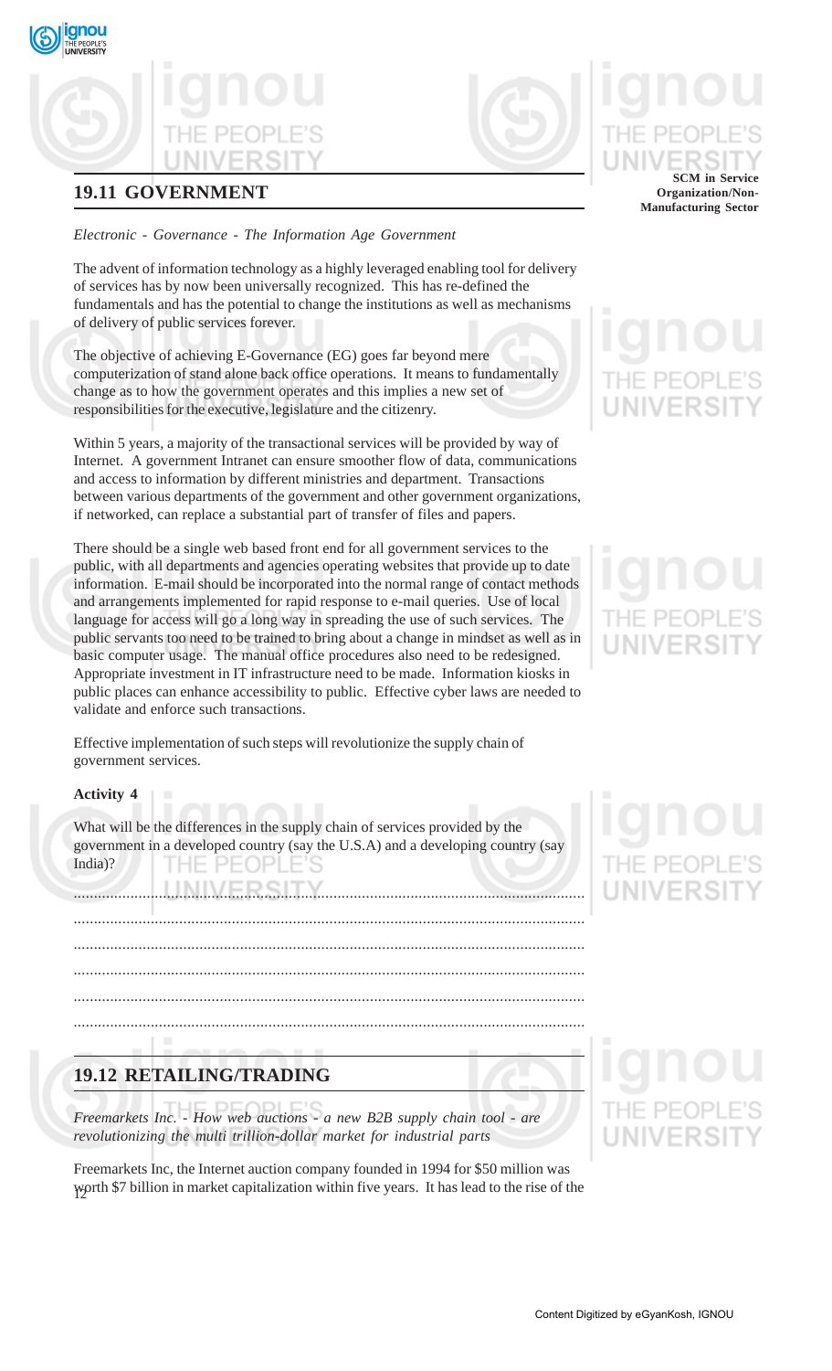## 19.11 GOVERNMENT

*Electronic - Governance - The Information Age Government*

The advent of information technology as a highly leveraged enabling tool for delivery of services has by now been universally recognized. This has re-defined the fundamentals and has the potential to change the institutions as well as mechanisms of delivery of public services forever.

The objective of achieving E-Governance (EG) goes far beyond mere computerization of stand alone back office operations. It means to fundamentally change as to how the government operates and this implies a new set of responsibilities for the executive, legislature and the citizenry.

Within 5 years, a majority of the transactional services will be provided by way of Internet. A government Intranet can ensure smoother flow of data, communications and access to information by different ministries and department. Transactions between various departments of the government and other government organizations, if networked, can replace a substantial part of transfer of files and papers.

There should be a single web based front end for all government services to the public, with all departments and agencies operating websites that provide up to date information. E-mail should be incorporated into the normal range of contact methods and arrangements implemented for rapid response to e-mail queries. Use of local language for access will go a long way in spreading the use of such services. The public servants too need to be trained to bring about a change in mindset as well as in basic computer usage. The manual office procedures also need to be redesigned. Appropriate investment in IT infrastructure need to be made. Information kiosks in public places can enhance accessibility to public. Effective cyber laws are needed to validate and enforce such transactions.

Effective implementation of such steps will revolutionize the supply chain of government services.

**Activity 4**

What will be the differences in the supply chain of services provided by the government in a developed country (say the U.S.A) and a developing country (say India)?

..............................................................................................................

..............................................................................................................

..............................................................................................................

..............................................................................................................

..............................................................................................................

..............................................................................................................

## 19.12 RETAILING/TRADING

*Freemarkets Inc. - How web auctions - a new B2B supply chain tool - are revolutionizing the multi trillion-dollar market for industrial parts*

Freemarkets Inc, the Internet auction company founded in 1994 for $50 million was worth $7 billion in market capitalization within five years. It has lead to the rise of the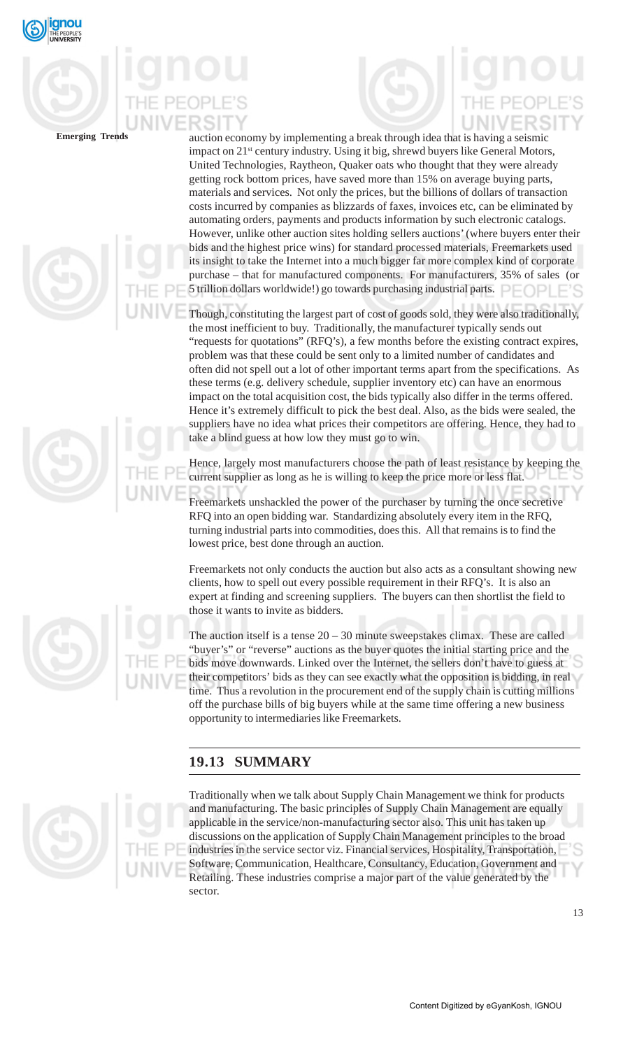auction economy by implementing a break through idea that is having a seismic impact on 21st century industry. Using it big, shrewd buyers like General Motors, United Technologies, Raytheon, Quaker oats who thought that they were already getting rock bottom prices, have saved more than 15% on average buying parts, materials and services. Not only the prices, but the billions of dollars of transaction costs incurred by companies as blizzards of faxes, invoices etc, can be eliminated by automating orders, payments and products information by such electronic catalogs. However, unlike other auction sites holding sellers auctions' (where buyers enter their bids and the highest price wins) for standard processed materials, Freemarkets used its insight to take the Internet into a much bigger far more complex kind of corporate purchase – that for manufactured components. For manufacturers, 35% of sales (or 5 trillion dollars worldwide!) go towards purchasing industrial parts.

Though, constituting the largest part of cost of goods sold, they were also traditionally, the most inefficient to buy. Traditionally, the manufacturer typically sends out "requests for quotations" (RFQ's), a few months before the existing contract expires, problem was that these could be sent only to a limited number of candidates and often did not spell out a lot of other important terms apart from the specifications. As these terms (e.g. delivery schedule, supplier inventory etc) can have an enormous impact on the total acquisition cost, the bids typically also differ in the terms offered. Hence it's extremely difficult to pick the best deal. Also, as the bids were sealed, the suppliers have no idea what prices their competitors are offering. Hence, they had to take a blind guess at how low they must go to win.

Hence, largely most manufacturers choose the path of least resistance by keeping the current supplier as long as he is willing to keep the price more or less flat.

Freemarkets unshackled the power of the purchaser by turning the once secretive RFQ into an open bidding war. Standardizing absolutely every item in the RFQ, turning industrial parts into commodities, does this. All that remains is to find the lowest price, best done through an auction.

Freemarkets not only conducts the auction but also acts as a consultant showing new clients, how to spell out every possible requirement in their RFQ's. It is also an expert at finding and screening suppliers. The buyers can then shortlist the field to those it wants to invite as bidders.

The auction itself is a tense 20 – 30 minute sweepstakes climax. These are called "buyer's" or "reverse" auctions as the buyer quotes the initial starting price and the bids move downwards. Linked over the Internet, the sellers don't have to guess at their competitors' bids as they can see exactly what the opposition is bidding, in real time. Thus a revolution in the procurement end of the supply chain is cutting millions off the purchase bills of big buyers while at the same time offering a new business opportunity to intermediaries like Freemarkets.

## 19.13 SUMMARY

Traditionally when we talk about Supply Chain Management we think for products and manufacturing. The basic principles of Supply Chain Management are equally applicable in the service/non-manufacturing sector also. This unit has taken up discussions on the application of Supply Chain Management principles to the broad industries in the service sector viz. Financial services, Hospitality, Transportation, Software, Communication, Healthcare, Consultancy, Education, Government and Retailing. These industries comprise a major part of the value generated by the sector.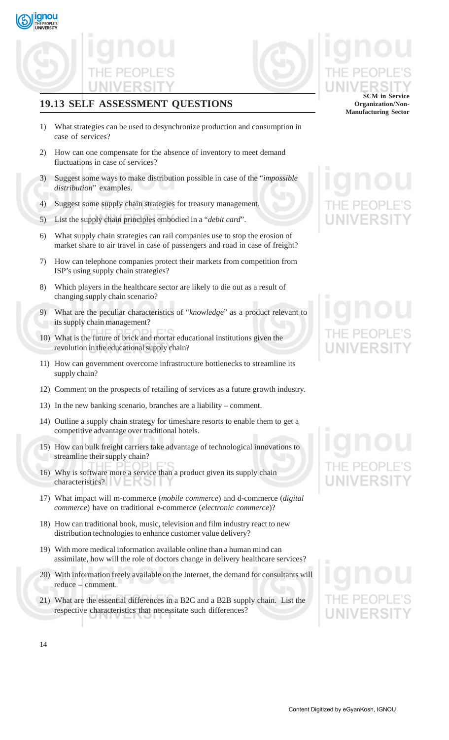## 19.13 SELF ASSESSMENT QUESTIONS

1) What strategies can be used to desynchronize production and consumption in case of services?

2) How can one compensate for the absence of inventory to meet demand fluctuations in case of services?

3) Suggest some ways to make distribution possible in case of the "*impossible distribution*" examples.

4) Suggest some supply chain strategies for treasury management.

5) List the supply chain principles embodied in a "*debit card*".

6) What supply chain strategies can rail companies use to stop the erosion of market share to air travel in case of passengers and road in case of freight?

7) How can telephone companies protect their markets from competition from ISP's using supply chain strategies?

8) Which players in the healthcare sector are likely to die out as a result of changing supply chain scenario?

9) What are the peculiar characteristics of "*knowledge*" as a product relevant to its supply chain management?

10) What is the future of brick and mortar educational institutions given the revolution in the educational supply chain?

11) How can government overcome infrastructure bottlenecks to streamline its supply chain?

12) Comment on the prospects of retailing of services as a future growth industry.

13) In the new banking scenario, branches are a liability – comment.

14) Outline a supply chain strategy for timeshare resorts to enable them to get a competitive advantage over traditional hotels.

15) How can bulk freight carriers take advantage of technological innovations to streamline their supply chain?

16) Why is software more a service than a product given its supply chain characteristics?

17) What impact will m-commerce (*mobile commerce*) and d-commerce (*digital commerce*) have on traditional e-commerce (*electronic commerce*)?

18) How can traditional book, music, television and film industry react to new distribution technologies to enhance customer value delivery?

19) With more medical information available online than a human mind can assimilate, how will the role of doctors change in delivery healthcare services?

20) With information freely available on the Internet, the demand for consultants will reduce – comment.

21) What are the essential differences in a B2C and a B2B supply chain. List the respective characteristics that necessitate such differences?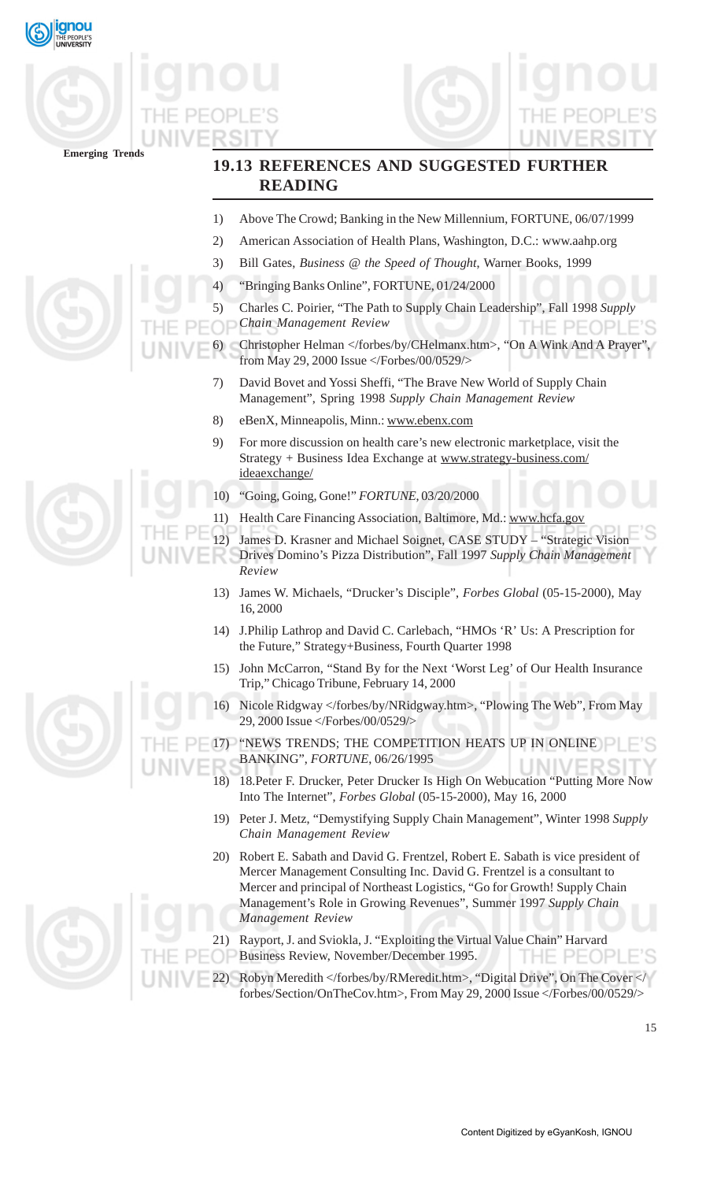## 19.13 REFERENCES AND SUGGESTED FURTHER READING

1) Above The Crowd; Banking in the New Millennium, FORTUNE, 06/07/1999
2) American Association of Health Plans, Washington, D.C.: www.aahp.org
3) Bill Gates, *Business @ the Speed of Thought*, Warner Books, 1999
4) "Bringing Banks Online", FORTUNE, 01/24/2000
5) Charles C. Poirier, "The Path to Supply Chain Leadership", Fall 1998 *Supply Chain Management Review*
6) Christopher Helman </forbes/by/CHelmanx.htm>, "On A Wink And A Prayer", from May 29, 2000 Issue </Forbes/00/0529/>
7) David Bovet and Yossi Sheffi, "The Brave New World of Supply Chain Management", Spring 1998 *Supply Chain Management Review*
8) eBenX, Minneapolis, Minn.: www.ebenx.com
9) For more discussion on health care's new electronic marketplace, visit the Strategy + Business Idea Exchange at www.strategy-business.com/ideaexchange/
10) "Going, Going, Gone!" *FORTUNE*, 03/20/2000
11) Health Care Financing Association, Baltimore, Md.: www.hcfa.gov
12) James D. Krasner and Michael Soignet, CASE STUDY – "Strategic Vision Drives Domino's Pizza Distribution", Fall 1997 *Supply Chain Management Review*
13) James W. Michaels, "Drucker's Disciple", *Forbes Global* (05-15-2000), May 16, 2000
14) J.Philip Lathrop and David C. Carlebach, "HMOs 'R' Us: A Prescription for the Future," Strategy+Business, Fourth Quarter 1998
15) John McCarron, "Stand By for the Next 'Worst Leg' of Our Health Insurance Trip," Chicago Tribune, February 14, 2000
16) Nicole Ridgway </forbes/by/NRidgway.htm>, "Plowing The Web", From May 29, 2000 Issue </Forbes/00/0529/>
17) "NEWS TRENDS; THE COMPETITION HEATS UP IN ONLINE BANKING", *FORTUNE*, 06/26/1995
18) 18.Peter F. Drucker, Peter Drucker Is High On Webucation "Putting More Now Into The Internet", *Forbes Global* (05-15-2000), May 16, 2000
19) Peter J. Metz, "Demystifying Supply Chain Management", Winter 1998 *Supply Chain Management Review*
20) Robert E. Sabath and David G. Frentzel, Robert E. Sabath is vice president of Mercer Management Consulting Inc. David G. Frentzel is a consultant to Mercer and principal of Northeast Logistics, "Go for Growth! Supply Chain Management's Role in Growing Revenues", Summer 1997 *Supply Chain Management Review*
21) Rayport, J. and Sviokla, J. "Exploiting the Virtual Value Chain" Harvard Business Review, November/December 1995.
22) Robyn Meredith </forbes/by/RMeredit.htm>, "Digital Drive", On The Cover </forbes/Section/OnTheCov.htm>, From May 29, 2000 Issue </Forbes/00/0529/>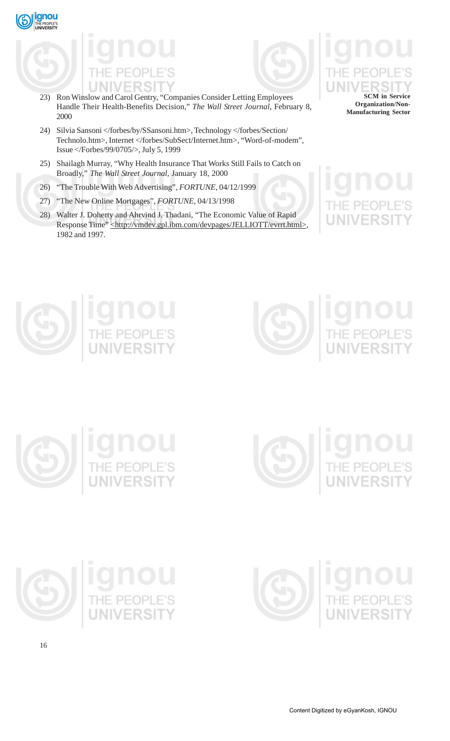23) Ron Winslow and Carol Gentry, "Companies Consider Letting Employees Handle Their Health-Benefits Decision," *The Wall Street Journal*, February 8, 2000

24) Silvia Sansoni </forbes/by/SSansoni.htm>, Technology </forbes/Section/Technolo.htm>, Internet </forbes/SubSect/Internet.htm>, "Word-of-modem", Issue </Forbes/99/0705/>, July 5, 1999

25) Shailagh Murray, "Why Health Insurance That Works Still Fails to Catch on Broadly," *The Wall Street Journal*, January 18, 2000

26) "The Trouble With Web Advertising", *FORTUNE*, 04/12/1999

27) "The New Online Mortgages", *FORTUNE*, 04/13/1998

28) Walter J. Doherty and Ahrvind J. Thadani, "The Economic Value of Rapid Response Time" <http://vmdev.gpl.ibm.com/devpages/JELLIOTT/evrrt.html>, 1982 and 1997.